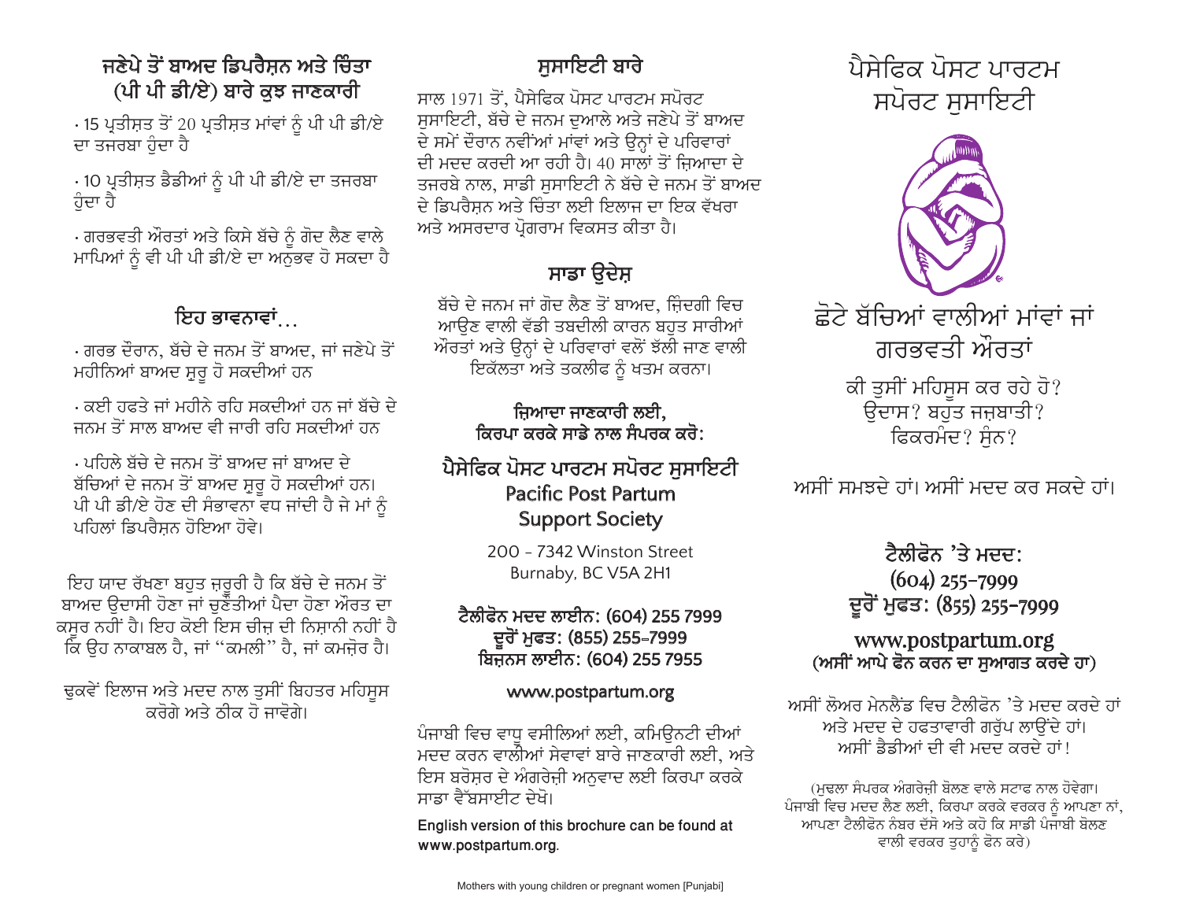## ਜਣੇਪੇ ਤੋਂ ਬਾਅਦ ਡਿਪਰੈਸ਼ਨ ਅਤੇ ਚਿੰਤਾ (ਪੀ ਪੀ ਡੀ/ਏ) ਬਾਰੇ ਕੁਝ ਜਾਣਕਾਰੀ

- 15 ਪ੍ਰਤੀਸ਼ਤ ਤੋਂ 20 ਪ੍ਰਤੀਸ਼ਤ ਮਾਂਵਾਂ ਨੂੰ ਪੀ ਪੀ ਡੀ/ਏ ਦਾ ਤਜਰਬਾ ਹੁੰਦਾ ਹੈ
- 10 ਪ੍ਰਤੀਸ਼ਤ ਡੈਡੀਆਂ ਨੂੰ ਪੀ ਪੀ ਡੀ/ਏ ਦਾ ਤਜਰਬਾ ਹੁੰਦਾ ਹੈ
- ਗਰਭਵਤੀ ਔਰਤਾਂ ਅਤੇ ਕਿਸੇ ਬੱਚੇ ਨੂੰ ਗੋਦ ਲੈਣ ਵਾਲੇ ਮਾਪਿਆਂ ਨੂੰ ਵੀ ਪੀ ਪੀ ਡੀ/ਏ ਦਾ ਅਨੁਭਵ ਹੋ ਸਕਦਾ ਹੈ

## ਇਹ ਭਾਵਨਾਵਾਂ…

- ਗਰਭ ਦੌਰਾਨ, ਬੱਚੇ ਦੇ ਜਨਮ ਤੋਂ ਬਾਅਦ, ਜਾਂ ਜਣੇਪੇ ਤੋਂ ਮਹੀਨਿਆਂ ਬਾਅਦ ਸ਼ੁਰੂ ਹੋ ਸਕਦੀਆਂ ਹਨ
- ਕਈ ਹਫਤੇ ਜਾਂ ਮਹੀਨੇ ਰਹਿ ਸਕਦੀਆਂ ਹਨ ਜਾਂ ਬੱਚੇ ਦੇ ਜਨਮ ਤੋਂ ਸਾਲ ਬਾਅਦ ਵੀ ਜਾਰੀ ਰਹਿ ਸਕਦੀਆਂ ਹਨ
- ਪਹਿਲੇ ਬੱਚੇ ਦੇ ਜਨਮ ਤੋਂ ਬਾਅਦ ਜਾਂ ਬਾਅਦ ਦੇ ਬੱਚਿਆਂ ਦੇ ਜਨਮ ਤੋਂ ਬਾਅਦ ਸ਼ੁਰੂ ਹੋ ਸਕਦੀਆਂ ਹਨ। ਪੀ ਪੀ ਡੀ/ਏ ਹੋਣ ਦੀ ਸੰਭਾਵਨਾ ਵਧ ਜਾਂਦੀ ਹੈ ਜੇ ਮਾਂ ਨੂੰ ਪਹਿਲਾਂ ਡਿਪਰੈਸ਼ਨ ਹੋਇਆ ਹੋਵੇ।

ਇਹ ਯਾਦ ਰੱਖਣਾ ਬਹੁਤ ਜ਼ਰੂਰੀ ਹੈ ਕਿ ਬੱਚੇ ਦੇ ਜਨਮ ਤੋਂ ਬਾਅਦ ਉਦਾਸੀ ਹੋਣਾ ਜਾਂ ਚੁਣੌਤੀਆਂ ਪੈਦਾ ਹੋਣਾ ਔਰਤ ਦਾ ਕਸੂਰ ਨਹੀਂ ਹੈ। ਇਹ ਕੋਈ ਇਸ ਚੀਜ਼ ਦੀ ਨਿਸ਼ਾਨੀ ਨਹੀਂ ਹੈ ਕਿ ਉਹ ਨਾਕਾਬਲ ਹੈ, ਜਾਂ "ਕਮਲੀ" ਹੈ, ਜਾਂ ਕਮਜ਼ੋਰ ਹੈ।

ਢੁਕਵੇਂ ਇਲਾਜ ਅਤੇ ਮਦਦ ਨਾਲ ਤੁਸੀਂ ਬਿਹਤਰ ਮਹਿਸੂਸ ਕਰੋਗੇ ਅਤੇ ਠੀਕ ਹੋ ਜਾਵੋਗੇ।

## ਸੁਸਾਇਟੀ ਬਾਰੇ

ਸਾਲ 1971 ਤੋਂ, ਪੈਸੇਫਿਕ ਪੋਸਟ ਪਾਰਟਮ ਸਪੋਰਟ ਸੁਸਾਇਟੀ, ਬੱਚੇ ਦੇ ਜਨਮ ਦੁਆਲੇ ਅਤੇ ਜਣੇਪੇ ਤੋਂ ਬਾਅਦ ਦੇ ਸਮੇਂ ਦੌਰਾਨ ਨਵੀਂਆਂ ਮਾਂਵਾਂ ਅਤੇ ਉਨ੍ਹਾਂ ਦੇ ਪਰਿਵਾਰਾਂ ਦੀ ਮਦਦ ਕਰਦੀ ਆ ਰਹੀ ਹੈ। 40 ਸਾਲਾਂ ਤੋਂ ਜ਼ਿਆਦਾ ਦੇ ਤਜਰਬੇ ਨਾਲ, ਸਾਡੀ ਸੁਸਾਇਟੀ ਨੇ ਬੱਚੇ ਦੇ ਜਨਮ ਤੋਂ ਬਾਅਦ ਦੇ ਡਿਪਰੈਸ਼ਨ ਅਤੇ ਚਿੰਤਾ ਲਈ ਇਲਾਜ ਦਾ ਇਕ ਵੱਖਰਾ ਅਤੇ ਅਸਰਦਾਰ ਪ੍ਰੋਗਰਾਮ ਵਿਕਸਤ ਕੀਤਾ ਹੈ।

## ਸਾਡਾ ਉਦੇਸ਼

ਬੱਚੇ ਦੇ ਜਨਮ ਜਾਂ ਗੋਦ ਲੈਣ ਤੋਂ ਬਾਅਦ, ਜ਼ਿੰਦਗੀ ਵਿਚ ਆਉਣ ਵਾਲੀ ਵੱਡੀ ਤਬਦੀਲੀ ਕਾਰਨ ਬਹੁਤ ਸਾਰੀਆਂ ਔਰਤਾਂ ਅਤੇ ਉਨ੍ਹਾਂ ਦੇ ਪਰਿਵਾਰਾਂ ਵਲੋਂ ਝੱਲੀ ਜਾਣ ਵਾਲੀ ਇਕੱਲਤਾ ਅਤੇ ਤਕਲੀਫ ਨੂੰ ਖਤਮ ਕਰਨਾ।

**ਜ਼ਿਆਦਾ ਜਾਣਕਾਰੀ ਲਈ, ਕਿਰਪਾ ਕਰਕੇ ਸਾਡੇ ਨਾਲ ਸੰਪਰਕ ਕਰੋ:**

**ਪੈਸੇਫਿਕ ਪੋਸਟ ਪਾਰਟਮ ਸਪੋਰਟ ਸੁਸਾਇਟੀ**
Pacific Post Partum Support Society

200 - 7342 Winston Street
Burnaby, BC V5A 2H1

**ਟੈਲੀਫੋਨ ਮਦਦ ਲਾਈਨ: (604) 255 7999**
**ਦੂਰੋਂ ਮੁਫਤ: (855) 255-7999**
**ਬਿਜ਼ਨਸ ਲਾਈਨ: (604) 255 7955**

www.postpartum.org

ਪੰਜਾਬੀ ਵਿਚ ਵਾਧੂ ਵਸੀਲਿਆਂ ਲਈ, ਕਮਿਉਨਟੀ ਦੀਆਂ ਮਦਦ ਕਰਨ ਵਾਲੀਆਂ ਸੇਵਾਵਾਂ ਬਾਰੇ ਜਾਣਕਾਰੀ ਲਈ, ਅਤੇ ਇਸ ਬਰੋਸ਼ਰ ਦੇ ਅੰਗਰੇਜ਼ੀ ਅਨੁਵਾਦ ਲਈ ਕਿਰਪਾ ਕਰਕੇ ਸਾਡਾ ਵੈੱਬਸਾਈਟ ਦੇਖੋ।

English version of this brochure can be found at www.postpartum.org.

# ਪੈਸੇਫਿਕ ਪੋਸਟ ਪਾਰਟਮ ਸਪੋਰਟ ਸੁਸਾਇਟੀ

## ਛੋਟੇ ਬੱਚਿਆਂ ਵਾਲੀਆਂ ਮਾਂਵਾਂ ਜਾਂ ਗਰਭਵਤੀ ਔਰਤਾਂ

ਕੀ ਤੁਸੀਂ ਮਹਿਸੂਸ ਕਰ ਰਹੇ ਹੋ?
ਉਦਾਸ? ਬਹੁਤ ਜਜ਼ਬਾਤੀ?
ਫਿਕਰਮੰਦ? ਸੁੰਨ?

ਅਸੀਂ ਸਮਝਦੇ ਹਾਂ। ਅਸੀਂ ਮਦਦ ਕਰ ਸਕਦੇ ਹਾਂ।

**ਟੈਲੀਫੋਨ 'ਤੇ ਮਦਦ:**
**(604) 255-7999**
**ਦੂਰੋਂ ਮੁਫਤ: (855) 255-7999**

**www.postpartum.org**
**(ਅਸੀਂ ਆਪੇ ਫੋਨ ਕਰਨ ਦਾ ਸੁਆਗਤ ਕਰਦੇ ਹਾਂ)**

ਅਸੀਂ ਲੋਅਰ ਮੇਨਲੈਂਡ ਵਿਚ ਟੈਲੀਫੋਨ 'ਤੇ ਮਦਦ ਕਰਦੇ ਹਾਂ ਅਤੇ ਮਦਦ ਦੇ ਹਫਤਾਵਾਰੀ ਗਰੁੱਪ ਲਾਉਂਦੇ ਹਾਂ। ਅਸੀਂ ਡੈਡੀਆਂ ਦੀ ਵੀ ਮਦਦ ਕਰਦੇ ਹਾਂ!

(ਮੁਢਲਾ ਸੰਪਰਕ ਅੰਗਰੇਜ਼ੀ ਬੋਲਣ ਵਾਲੇ ਸਟਾਫ ਨਾਲ ਹੋਵੇਗਾ। ਪੰਜਾਬੀ ਵਿਚ ਮਦਦ ਲੈਣ ਲਈ, ਕਿਰਪਾ ਕਰਕੇ ਵਰਕਰ ਨੂੰ ਆਪਣਾ ਨਾਂ, ਆਪਣਾ ਟੈਲੀਫੋਨ ਨੰਬਰ ਦੱਸੋ ਅਤੇ ਕਹੋ ਕਿ ਸਾਡੀ ਪੰਜਾਬੀ ਬੋਲਣ ਵਾਲੀ ਵਰਕਰ ਤੁਹਾਨੂੰ ਫੋਨ ਕਰੇ)

Mothers with young children or pregnant women [Punjabi]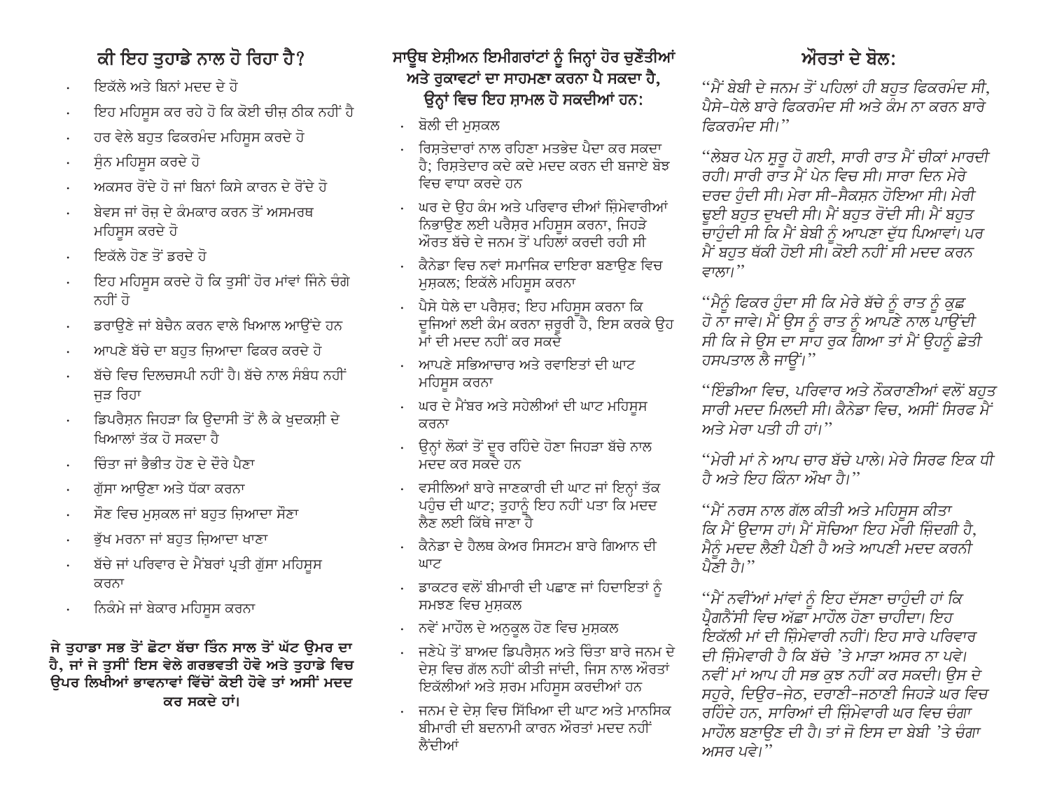## ਕੀ ਇਹ ਤੁਹਾਡੇ ਨਾਲ ਹੋ ਰਿਹਾ ਹੈ?

- ਇਕੱਲੇ ਅਤੇ ਬਿਨਾਂ ਮਦਦ ਦੇ ਹੋ
- ਇਹ ਮਹਿਸੂਸ ਕਰ ਰਹੇ ਹੋ ਕਿ ਕੋਈ ਚੀਜ਼ ਠੀਕ ਨਹੀਂ ਹੈ
- ਹਰ ਵੇਲੇ ਬਹੁਤ ਫਿਕਰਮੰਦ ਮਹਿਸੂਸ ਕਰਦੇ ਹੋ
- ਸੁੰਨ ਮਹਿਸੂਸ ਕਰਦੇ ਹੋ
- ਅਕਸਰ ਰੋਂਦੇ ਹੋ ਜਾਂ ਬਿਨਾਂ ਕਿਸੇ ਕਾਰਨ ਦੇ ਰੋਂਦੇ ਹੋ
- ਬੇਵਸ ਜਾਂ ਰੋਜ਼ ਦੇ ਕੰਮਕਾਰ ਕਰਨ ਤੋਂ ਅਸਮਰਥ ਮਹਿਸੂਸ ਕਰਦੇ ਹੋ
- ਇਕੱਲੇ ਹੋਣ ਤੋਂ ਡਰਦੇ ਹੋ
- ਇਹ ਮਹਿਸੂਸ ਕਰਦੇ ਹੋ ਕਿ ਤੁਸੀਂ ਹੋਰ ਮਾਂਵਾਂ ਜਿੰਨੇ ਚੰਗੇ ਨਹੀਂ ਹੋ
- ਡਰਾਉਣੇ ਜਾਂ ਬੇਚੈਨ ਕਰਨ ਵਾਲੇ ਖਿਆਲ ਆਉਂਦੇ ਹਨ
- ਆਪਣੇ ਬੱਚੇ ਦਾ ਬਹੁਤ ਜ਼ਿਆਦਾ ਫਿਕਰ ਕਰਦੇ ਹੋ
- ਬੱਚੇ ਵਿਚ ਦਿਲਚਸਪੀ ਨਹੀਂ ਹੈ। ਬੱਚੇ ਨਾਲ ਸੰਬੰਧ ਨਹੀਂ ਜੁੜ ਰਿਹਾ
- ਡਿਪਰੈਸ਼ਨ ਜਿਹੜਾ ਕਿ ਉਦਾਸੀ ਤੋਂ ਲੈ ਕੇ ਖੁਦਕਸ਼ੀ ਦੇ ਖਿਆਲਾਂ ਤੱਕ ਹੋ ਸਕਦਾ ਹੈ
- ਚਿੰਤਾ ਜਾਂ ਭੈਭੀਤ ਹੋਣ ਦੇ ਦੌਰੇ ਪੈਣਾ
- ਗੁੱਸਾ ਆਉਣਾ ਅਤੇ ਧੱਕਾ ਕਰਨਾ
- ਸੌਣ ਵਿਚ ਮੁਸ਼ਕਲ ਜਾਂ ਬਹੁਤ ਜ਼ਿਆਦਾ ਸੌਣਾ
- ਭੁੱਖ ਮਰਨਾ ਜਾਂ ਬਹੁਤ ਜ਼ਿਆਦਾ ਖਾਣਾ
- ਬੱਚੇ ਜਾਂ ਪਰਿਵਾਰ ਦੇ ਮੈਂਬਰਾਂ ਪ੍ਰਤੀ ਗੁੱਸਾ ਮਹਿਸੂਸ ਕਰਨਾ
- ਨਿਕੰਮੇ ਜਾਂ ਬੇਕਾਰ ਮਹਿਸੂਸ ਕਰਨਾ

**ਜੇ ਤੁਹਾਡਾ ਸਭ ਤੋਂ ਛੋਟਾ ਬੱਚਾ ਤਿੰਨ ਸਾਲ ਤੋਂ ਘੱਟ ਉਮਰ ਦਾ ਹੈ, ਜਾਂ ਜੇ ਤੁਸੀਂ ਇਸ ਵੇਲੇ ਗਰਭਵਤੀ ਹੋਵੋ ਅਤੇ ਤੁਹਾਡੇ ਵਿਚ ਉਪਰ ਲਿਖੀਆਂ ਭਾਵਨਾਵਾਂ ਵਿੱਚੋਂ ਕੋਈ ਹੋਵੇ ਤਾਂ ਅਸੀਂ ਮਦਦ ਕਰ ਸਕਦੇ ਹਾਂ।**

### ਸਾਊਥ ਏਸ਼ੀਅਨ ਇਮੀਗਰਾਂਟਾਂ ਨੂੰ ਜਿਨ੍ਹਾਂ ਹੋਰ ਚੁਣੌਤੀਆਂ ਅਤੇ ਰੁਕਾਵਟਾਂ ਦਾ ਸਾਹਮਣਾ ਕਰਨਾ ਪੈ ਸਕਦਾ ਹੈ, ਉਨ੍ਹਾਂ ਵਿਚ ਇਹ ਸ਼ਾਮਲ ਹੋ ਸਕਦੀਆਂ ਹਨ:

- ਬੋਲੀ ਦੀ ਮੁਸ਼ਕਲ
- ਰਿਸ਼ਤੇਦਾਰਾਂ ਨਾਲ ਰਹਿਣਾ ਮਤਭੇਦ ਪੈਦਾ ਕਰ ਸਕਦਾ ਹੈ; ਰਿਸ਼ਤੇਦਾਰ ਕਦੇ ਕਦੇ ਮਦਦ ਕਰਨ ਦੀ ਬਜਾਏ ਬੋਝ ਵਿਚ ਵਾਧਾ ਕਰਦੇ ਹਨ
- ਘਰ ਦੇ ਉਹ ਕੰਮ ਅਤੇ ਪਰਿਵਾਰ ਦੀਆਂ ਜ਼ਿੰਮੇਵਾਰੀਆਂ ਨਿਭਾਉਣ ਲਈ ਪਰੈਸ਼ਰ ਮਹਿਸੂਸ ਕਰਨਾ, ਜਿਹੜੇ ਔਰਤ ਬੱਚੇ ਦੇ ਜਨਮ ਤੋਂ ਪਹਿਲਾਂ ਕਰਦੀ ਰਹੀ ਸੀ
- ਕੈਨੇਡਾ ਵਿਚ ਨਵਾਂ ਸਮਾਜਿਕ ਦਾਇਰਾ ਬਣਾਉਣ ਵਿਚ ਮੁਸ਼ਕਲ; ਇਕੱਲੇ ਮਹਿਸੂਸ ਕਰਨਾ
- ਪੈਸੇ ਧੇਲੇ ਦਾ ਪਰੈਸ਼ਰ; ਇਹ ਮਹਿਸੂਸ ਕਰਨਾ ਕਿ ਦੂਜਿਆਂ ਲਈ ਕੰਮ ਕਰਨਾ ਜ਼ਰੂਰੀ ਹੈ, ਇਸ ਕਰਕੇ ਉਹ ਮਾਂ ਦੀ ਮਦਦ ਨਹੀਂ ਕਰ ਸਕਦੇ
- ਆਪਣੇ ਸਭਿਆਚਾਰ ਅਤੇ ਰਵਾਇਤਾਂ ਦੀ ਘਾਟ ਮਹਿਸੂਸ ਕਰਨਾ
- ਘਰ ਦੇ ਮੈਂਬਰ ਅਤੇ ਸਹੇਲੀਆਂ ਦੀ ਘਾਟ ਮਹਿਸੂਸ ਕਰਨਾ
- ਉਨ੍ਹਾਂ ਲੋਕਾਂ ਤੋਂ ਦੂਰ ਰਹਿੰਦੇ ਹੋਣਾ ਜਿਹੜਾ ਬੱਚੇ ਨਾਲ ਮਦਦ ਕਰ ਸਕਦੇ ਹਨ
- ਵਸੀਲਿਆਂ ਬਾਰੇ ਜਾਣਕਾਰੀ ਦੀ ਘਾਟ ਜਾਂ ਇਨ੍ਹਾਂ ਤੱਕ ਪਹੁੰਚ ਦੀ ਘਾਟ; ਤੁਹਾਨੂੰ ਇਹ ਨਹੀਂ ਪਤਾ ਕਿ ਮਦਦ ਲੈਣ ਲਈ ਕਿੱਥੇ ਜਾਣਾ ਹੈ
- ਕੈਨੇਡਾ ਦੇ ਹੈਲਥ ਕੇਅਰ ਸਿਸਟਮ ਬਾਰੇ ਗਿਆਨ ਦੀ ਘਾਟ
- ਡਾਕਟਰ ਵਲੋਂ ਬੀਮਾਰੀ ਦੀ ਪਛਾਣ ਜਾਂ ਹਿਦਾਇਤਾਂ ਨੂੰ ਸਮਝਣ ਵਿਚ ਮੁਸ਼ਕਲ
- ਨਵੇਂ ਮਾਹੌਲ ਦੇ ਅਨੁਕੂਲ ਹੋਣ ਵਿਚ ਮੁਸ਼ਕਲ
- ਜਣੇਪੇ ਤੋਂ ਬਾਅਦ ਡਿਪਰੈਸ਼ਨ ਅਤੇ ਚਿੰਤਾ ਬਾਰੇ ਜਨਮ ਦੇ ਦੇਸ਼ ਵਿਚ ਗੱਲ ਨਹੀਂ ਕੀਤੀ ਜਾਂਦੀ, ਜਿਸ ਨਾਲ ਔਰਤਾਂ ਇਕੱਲੀਆਂ ਅਤੇ ਸ਼ਰਮ ਮਹਿਸੂਸ ਕਰਦੀਆਂ ਹਨ
- ਜਨਮ ਦੇ ਦੇਸ਼ ਵਿਚ ਸਿੱਖਿਆ ਦੀ ਘਾਟ ਅਤੇ ਮਾਨਸਿਕ ਬੀਮਾਰੀ ਦੀ ਬਦਨਾਮੀ ਕਾਰਨ ਔਰਤਾਂ ਮਦਦ ਨਹੀਂ ਲੈਂਦੀਆਂ

## ਔਰਤਾਂ ਦੇ ਬੋਲ:

*"ਮੈਂ ਬੇਬੀ ਦੇ ਜਨਮ ਤੋਂ ਪਹਿਲਾਂ ਹੀ ਬਹੁਤ ਫਿਕਰਮੰਦ ਸੀ, ਪੈਸੇ-ਧੇਲੇ ਬਾਰੇ ਫਿਕਰਮੰਦ ਸੀ ਅਤੇ ਕੰਮ ਨਾ ਕਰਨ ਬਾਰੇ ਫਿਕਰਮੰਦ ਸੀ।"*

*"ਲੇਬਰ ਪੇਨ ਸ਼ੁਰੂ ਹੋ ਗਈ, ਸਾਰੀ ਰਾਤ ਮੈਂ ਚੀਕਾਂ ਮਾਰਦੀ ਰਹੀ। ਸਾਰੀ ਰਾਤ ਮੈਂ ਪੇਨ ਵਿਚ ਸੀ। ਸਾਰਾ ਦਿਨ ਮੇਰੇ ਦਰਦ ਹੁੰਦੀ ਸੀ। ਮੇਰਾ ਸੀ-ਸੈਕਸ਼ਨ ਹੋਇਆ ਸੀ। ਮੇਰੀ ਢੂਈ ਬਹੁਤ ਦੁਖਦੀ ਸੀ। ਮੈਂ ਬਹੁਤ ਰੋਂਦੀ ਸੀ। ਮੈਂ ਬਹੁਤ ਚਾਹੁੰਦੀ ਸੀ ਕਿ ਮੈਂ ਬੇਬੀ ਨੂੰ ਆਪਣਾ ਦੁੱਧ ਪਿਆਵਾਂ। ਪਰ ਮੈਂ ਬਹੁਤ ਥੱਕੀ ਹੋਈ ਸੀ। ਕੋਈ ਨਹੀਂ ਸੀ ਮਦਦ ਕਰਨ ਵਾਲਾ।"*

*"ਮੈਨੂੰ ਫਿਕਰ ਹੁੰਦਾ ਸੀ ਕਿ ਮੇਰੇ ਬੱਚੇ ਨੂੰ ਰਾਤ ਨੂੰ ਕੁਛ ਹੋ ਨਾ ਜਾਵੇ। ਮੈਂ ਉਸ ਨੂੰ ਰਾਤ ਨੂੰ ਆਪਣੇ ਨਾਲ ਪਾਉਂਦੀ ਸੀ ਕਿ ਜੇ ਉਸ ਦਾ ਸਾਹ ਰੁਕ ਗਿਆ ਤਾਂ ਮੈਂ ਉਹਨੂੰ ਛੇਤੀ ਹਸਪਤਾਲ ਲੈ ਜਾਊਂ।"*

*"ਇੰਡੀਆ ਵਿਚ, ਪਰਿਵਾਰ ਅਤੇ ਨੌਕਰਾਣੀਆਂ ਵਲੋਂ ਬਹੁਤ ਸਾਰੀ ਮਦਦ ਮਿਲਦੀ ਸੀ। ਕੈਨੇਡਾ ਵਿਚ, ਅਸੀਂ ਸਿਰਫ ਮੈਂ ਅਤੇ ਮੇਰਾ ਪਤੀ ਹੀ ਹਾਂ।"*

*"ਮੇਰੀ ਮਾਂ ਨੇ ਆਪ ਚਾਰ ਬੱਚੇ ਪਾਲੇ। ਮੇਰੇ ਸਿਰਫ ਇਕ ਧੀ ਹੈ ਅਤੇ ਇਹ ਕਿੰਨਾ ਔਖਾ ਹੈ।"*

*"ਮੈਂ ਨਰਸ ਨਾਲ ਗੱਲ ਕੀਤੀ ਅਤੇ ਮਹਿਸੂਸ ਕੀਤਾ ਕਿ ਮੈਂ ਉਦਾਸ ਹਾਂ। ਮੈਂ ਸੋਚਿਆ ਇਹ ਮੇਰੀ ਜ਼ਿੰਦਗੀ ਹੈ, ਮੈਨੂੰ ਮਦਦ ਲੈਣੀ ਪੈਣੀ ਹੈ ਅਤੇ ਆਪਣੀ ਮਦਦ ਕਰਨੀ ਪੈਣੀ ਹੈ।"*

*"ਮੈਂ ਨਵੀਂਆਂ ਮਾਂਵਾਂ ਨੂੰ ਇਹ ਦੱਸਣਾ ਚਾਹੁੰਦੀ ਹਾਂ ਕਿ ਪ੍ਰੈਗਨੈਂਸੀ ਵਿਚ ਅੱਛਾ ਮਾਹੌਲ ਹੋਣਾ ਚਾਹੀਦਾ। ਇਹ ਇਕੱਲੀ ਮਾਂ ਦੀ ਜ਼ਿੰਮੇਵਾਰੀ ਨਹੀਂ। ਇਹ ਸਾਰੇ ਪਰਿਵਾਰ ਦੀ ਜ਼ਿੰਮੇਵਾਰੀ ਹੈ ਕਿ ਬੱਚੇ 'ਤੇ ਮਾੜਾ ਅਸਰ ਨਾ ਪਵੇ। ਨਵੀਂ ਮਾਂ ਆਪ ਹੀ ਸਭ ਕੁਝ ਨਹੀਂ ਕਰ ਸਕਦੀ। ਉਸ ਦੇ ਸਹੁਰੇ, ਦਿਉਰ-ਜੇਠ, ਦਰਾਣੀ-ਜਠਾਣੀ ਜਿਹੜੇ ਘਰ ਵਿਚ ਰਹਿੰਦੇ ਹਨ, ਸਾਰਿਆਂ ਦੀ ਜ਼ਿੰਮੇਵਾਰੀ ਘਰ ਵਿਚ ਚੰਗਾ ਮਾਹੌਲ ਬਣਾਉਣ ਦੀ ਹੈ। ਤਾਂ ਜੋ ਇਸ ਦਾ ਬੇਬੀ 'ਤੇ ਚੰਗਾ ਅਸਰ ਪਵੇ।"*